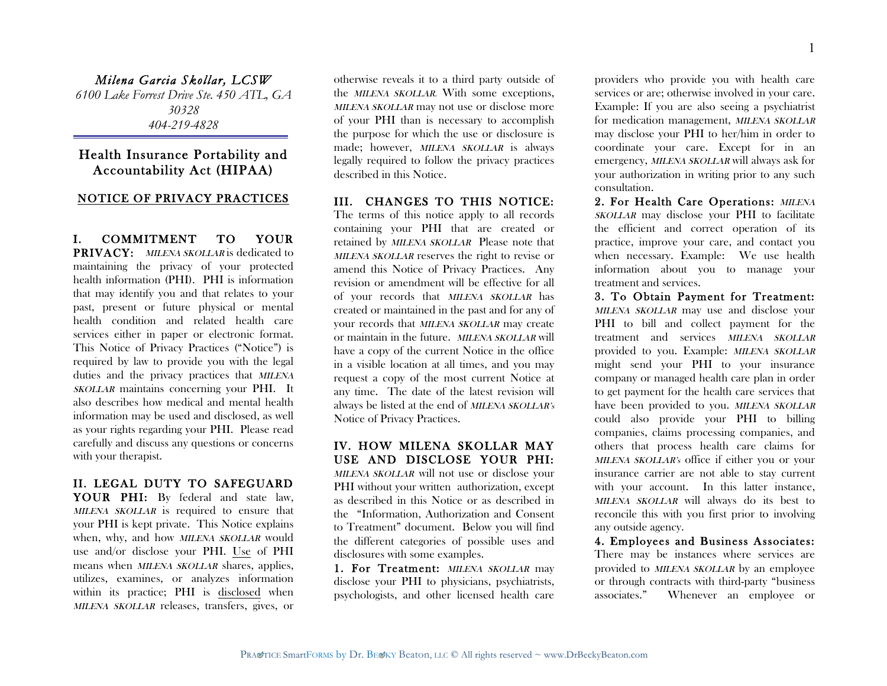*Milena Garcia Skollar, LCSW*
*6100 Lake Forrest Drive Ste. 450 ATL, GA 30328*
*404-219-4828*

# Health Insurance Portability and Accountability Act (HIPAA)

## NOTICE OF PRIVACY PRACTICES

**I. COMMITMENT TO YOUR PRIVACY:** *MILENA SKOLLAR* is dedicated to maintaining the privacy of your protected health information (PHI). PHI is information that may identify you and that relates to your past, present or future physical or mental health condition and related health care services either in paper or electronic format. This Notice of Privacy Practices ("Notice") is required by law to provide you with the legal duties and the privacy practices that *MILENA SKOLLAR* maintains concerning your PHI. It also describes how medical and mental health information may be used and disclosed, as well as your rights regarding your PHI. Please read carefully and discuss any questions or concerns with your therapist.

**II. LEGAL DUTY TO SAFEGUARD YOUR PHI:** By federal and state law, *MILENA SKOLLAR* is required to ensure that your PHI is kept private. This Notice explains when, why, and how *MILENA SKOLLAR* would use and/or disclose your PHI. Use of PHI means when *MILENA SKOLLAR* shares, applies, utilizes, examines, or analyzes information within its practice; PHI is disclosed when *MILENA SKOLLAR* releases, transfers, gives, or otherwise reveals it to a third party outside of the *MILENA SKOLLAR.* With some exceptions, *MILENA SKOLLAR* may not use or disclose more of your PHI than is necessary to accomplish the purpose for which the use or disclosure is made; however, *MILENA SKOLLAR* is always legally required to follow the privacy practices described in this Notice.

**III. CHANGES TO THIS NOTICE:** The terms of this notice apply to all records containing your PHI that are created or retained by *MILENA SKOLLAR* Please note that *MILENA SKOLLAR* reserves the right to revise or amend this Notice of Privacy Practices. Any revision or amendment will be effective for all of your records that *MILENA SKOLLAR* has created or maintained in the past and for any of your records that *MILENA SKOLLAR* may create or maintain in the future. *MILENA SKOLLAR* will have a copy of the current Notice in the office in a visible location at all times, and you may request a copy of the most current Notice at any time. The date of the latest revision will always be listed at the end of *MILENA SKOLLAR's* Notice of Privacy Practices.

**IV. HOW MILENA SKOLLAR MAY USE AND DISCLOSE YOUR PHI:** *MILENA SKOLLAR* will not use or disclose your PHI without your written authorization, except as described in this Notice or as described in the "Information, Authorization and Consent to Treatment" document. Below you will find the different categories of possible uses and disclosures with some examples.

**1. For Treatment:** *MILENA SKOLLAR* may disclose your PHI to physicians, psychiatrists, psychologists, and other licensed health care providers who provide you with health care services or are; otherwise involved in your care. Example: If you are also seeing a psychiatrist for medication management, *MILENA SKOLLAR* may disclose your PHI to her/him in order to coordinate your care. Except for in an emergency, *MILENA SKOLLAR* will always ask for your authorization in writing prior to any such consultation.

**2. For Health Care Operations:** *MILENA SKOLLAR* may disclose your PHI to facilitate the efficient and correct operation of its practice, improve your care, and contact you when necessary. Example: We use health information about you to manage your treatment and services.

**3. To Obtain Payment for Treatment:** *MILENA SKOLLAR* may use and disclose your PHI to bill and collect payment for the treatment and services *MILENA SKOLLAR* provided to you. Example: *MILENA SKOLLAR* might send your PHI to your insurance company or managed health care plan in order to get payment for the health care services that have been provided to you. *MILENA SKOLLAR* could also provide your PHI to billing companies, claims processing companies, and others that process health care claims for *MILENA SKOLLAR's* office if either you or your insurance carrier are not able to stay current with your account. In this latter instance, *MILENA SKOLLAR* will always do its best to reconcile this with you first prior to involving any outside agency.

**4. Employees and Business Associates:** There may be instances where services are provided to *MILENA SKOLLAR* by an employee or through contracts with third-party "business associates." Whenever an employee or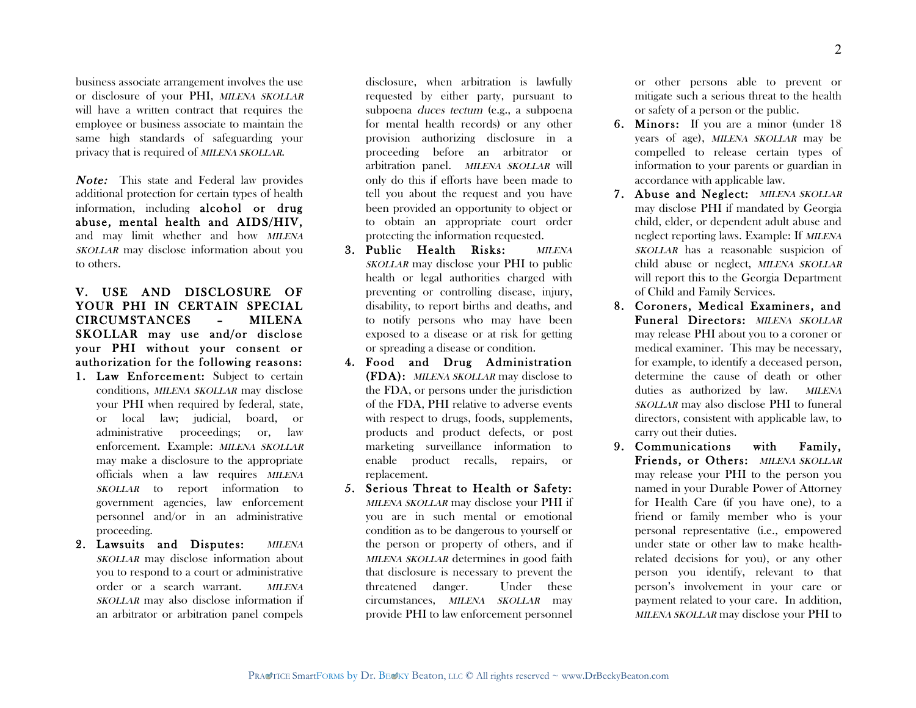business associate arrangement involves the use or disclosure of your PHI, *MILENA SKOLLAR* will have a written contract that requires the employee or business associate to maintain the same high standards of safeguarding your privacy that is required of *MILENA SKOLLAR*.

***Note:*** This state and Federal law provides additional protection for certain types of health information, including **alcohol or drug abuse, mental health and AIDS/HIV,** and may limit whether and how *MILENA SKOLLAR* may disclose information about you to others.

**V. USE AND DISCLOSURE OF YOUR PHI IN CERTAIN SPECIAL CIRCUMSTANCES – MILENA SKOLLAR may use and/or disclose your PHI without your consent or authorization for the following reasons:**

1. **Law Enforcement:** Subject to certain conditions, *MILENA SKOLLAR* may disclose your PHI when required by federal, state, or local law; judicial, board, or administrative proceedings; or, law enforcement. Example: *MILENA SKOLLAR* may make a disclosure to the appropriate officials when a law requires *MILENA SKOLLAR* to report information to government agencies, law enforcement personnel and/or in an administrative proceeding.
2. **Lawsuits and Disputes:** *MILENA SKOLLAR* may disclose information about you to respond to a court or administrative order or a search warrant. *MILENA SKOLLAR* may also disclose information if an arbitrator or arbitration panel compels disclosure, when arbitration is lawfully requested by either party, pursuant to subpoena *duces tectum* (e.g., a subpoena for mental health records) or any other provision authorizing disclosure in a proceeding before an arbitrator or arbitration panel. *MILENA SKOLLAR* will only do this if efforts have been made to tell you about the request and you have been provided an opportunity to object or to obtain an appropriate court order protecting the information requested.
3. **Public Health Risks:** *MILENA SKOLLAR* may disclose your PHI to public health or legal authorities charged with preventing or controlling disease, injury, disability, to report births and deaths, and to notify persons who may have been exposed to a disease or at risk for getting or spreading a disease or condition.
4. **Food and Drug Administration (FDA):** *MILENA SKOLLAR* may disclose to the FDA, or persons under the jurisdiction of the FDA, PHI relative to adverse events with respect to drugs, foods, supplements, products and product defects, or post marketing surveillance information to enable product recalls, repairs, or replacement.
5. **Serious Threat to Health or Safety:** *MILENA SKOLLAR* may disclose your PHI if you are in such mental or emotional condition as to be dangerous to yourself or the person or property of others, and if *MILENA SKOLLAR* determines in good faith that disclosure is necessary to prevent the threatened danger. Under these circumstances, *MILENA SKOLLAR* may provide PHI to law enforcement personnel or other persons able to prevent or mitigate such a serious threat to the health or safety of a person or the public.
6. **Minors:** If you are a minor (under 18 years of age), *MILENA SKOLLAR* may be compelled to release certain types of information to your parents or guardian in accordance with applicable law.
7. **Abuse and Neglect:** *MILENA SKOLLAR* may disclose PHI if mandated by Georgia child, elder, or dependent adult abuse and neglect reporting laws. Example: If *MILENA SKOLLAR* has a reasonable suspicion of child abuse or neglect, *MILENA SKOLLAR* will report this to the Georgia Department of Child and Family Services.
8. **Coroners, Medical Examiners, and Funeral Directors:** *MILENA SKOLLAR* may release PHI about you to a coroner or medical examiner. This may be necessary, for example, to identify a deceased person, determine the cause of death or other duties as authorized by law. *MILENA SKOLLAR* may also disclose PHI to funeral directors, consistent with applicable law, to carry out their duties.
9. **Communications with Family, Friends, or Others:** *MILENA SKOLLAR* may release your PHI to the person you named in your Durable Power of Attorney for Health Care (if you have one), to a friend or family member who is your personal representative (i.e., empowered under state or other law to make health-related decisions for you), or any other person you identify, relevant to that person's involvement in your care or payment related to your care. In addition, *MILENA SKOLLAR* may disclose your PHI to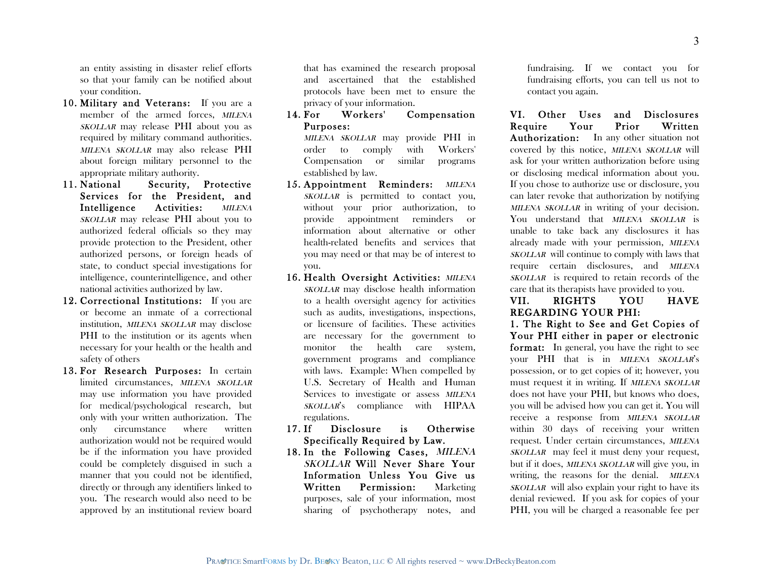an entity assisting in disaster relief efforts so that your family can be notified about your condition.

10. **Military and Veterans:** If you are a member of the armed forces, *MILENA SKOLLAR* may release PHI about you as required by military command authorities. *MILENA SKOLLAR* may also release PHI about foreign military personnel to the appropriate military authority.
11. **National Security, Protective Services for the President, and Intelligence Activities:** *MILENA SKOLLAR* may release PHI about you to authorized federal officials so they may provide protection to the President, other authorized persons, or foreign heads of state, to conduct special investigations for intelligence, counterintelligence, and other national activities authorized by law.
12. **Correctional Institutions:** If you are or become an inmate of a correctional institution, *MILENA SKOLLAR* may disclose PHI to the institution or its agents when necessary for your health or the health and safety of others
13. **For Research Purposes:** In certain limited circumstances, *MILENA SKOLLAR* may use information you have provided for medical/psychological research, but only with your written authorization. The only circumstance where written authorization would not be required would be if the information you have provided could be completely disguised in such a manner that you could not be identified, directly or through any identifiers linked to you. The research would also need to be approved by an institutional review board that has examined the research proposal and ascertained that the established protocols have been met to ensure the privacy of your information.
14. **For Workers' Compensation Purposes:** *MILENA SKOLLAR* may provide PHI in order to comply with Workers' Compensation or similar programs established by law.
15. **Appointment Reminders:** *MILENA SKOLLAR* is permitted to contact you, without your prior authorization, to provide appointment reminders or information about alternative or other health-related benefits and services that you may need or that may be of interest to you.
16. **Health Oversight Activities:** *MILENA SKOLLAR* may disclose health information to a health oversight agency for activities such as audits, investigations, inspections, or licensure of facilities. These activities are necessary for the government to monitor the health care system, government programs and compliance with laws. Example: When compelled by U.S. Secretary of Health and Human Services to investigate or assess *MILENA SKOLLAR*'s compliance with HIPAA regulations.
17. **If Disclosure is Otherwise Specifically Required by Law.**
18. **In the Following Cases, *MILENA SKOLLAR* Will Never Share Your Information Unless You Give us Written Permission:** Marketing purposes, sale of your information, most sharing of psychotherapy notes, and fundraising. If we contact you for fundraising efforts, you can tell us not to contact you again.

**VI. Other Uses and Disclosures Require Your Prior Written Authorization:** In any other situation not covered by this notice, *MILENA SKOLLAR* will ask for your written authorization before using or disclosing medical information about you. If you chose to authorize use or disclosure, you can later revoke that authorization by notifying *MILENA SKOLLAR* in writing of your decision. You understand that *MILENA SKOLLAR* is unable to take back any disclosures it has already made with your permission, *MILENA SKOLLAR* will continue to comply with laws that require certain disclosures, and *MILENA SKOLLAR* is required to retain records of the care that its therapists have provided to you.

**VII. RIGHTS YOU HAVE REGARDING YOUR PHI:**

**1. The Right to See and Get Copies of Your PHI either in paper or electronic format:** In general, you have the right to see your PHI that is in *MILENA SKOLLAR*'s possession, or to get copies of it; however, you must request it in writing. If *MILENA SKOLLAR* does not have your PHI, but knows who does, you will be advised how you can get it. You will receive a response from *MILENA SKOLLAR* within 30 days of receiving your written request. Under certain circumstances, *MILENA SKOLLAR* may feel it must deny your request, but if it does, *MILENA SKOLLAR* will give you, in writing, the reasons for the denial. *MILENA SKOLLAR* will also explain your right to have its denial reviewed. If you ask for copies of your PHI, you will be charged a reasonable fee per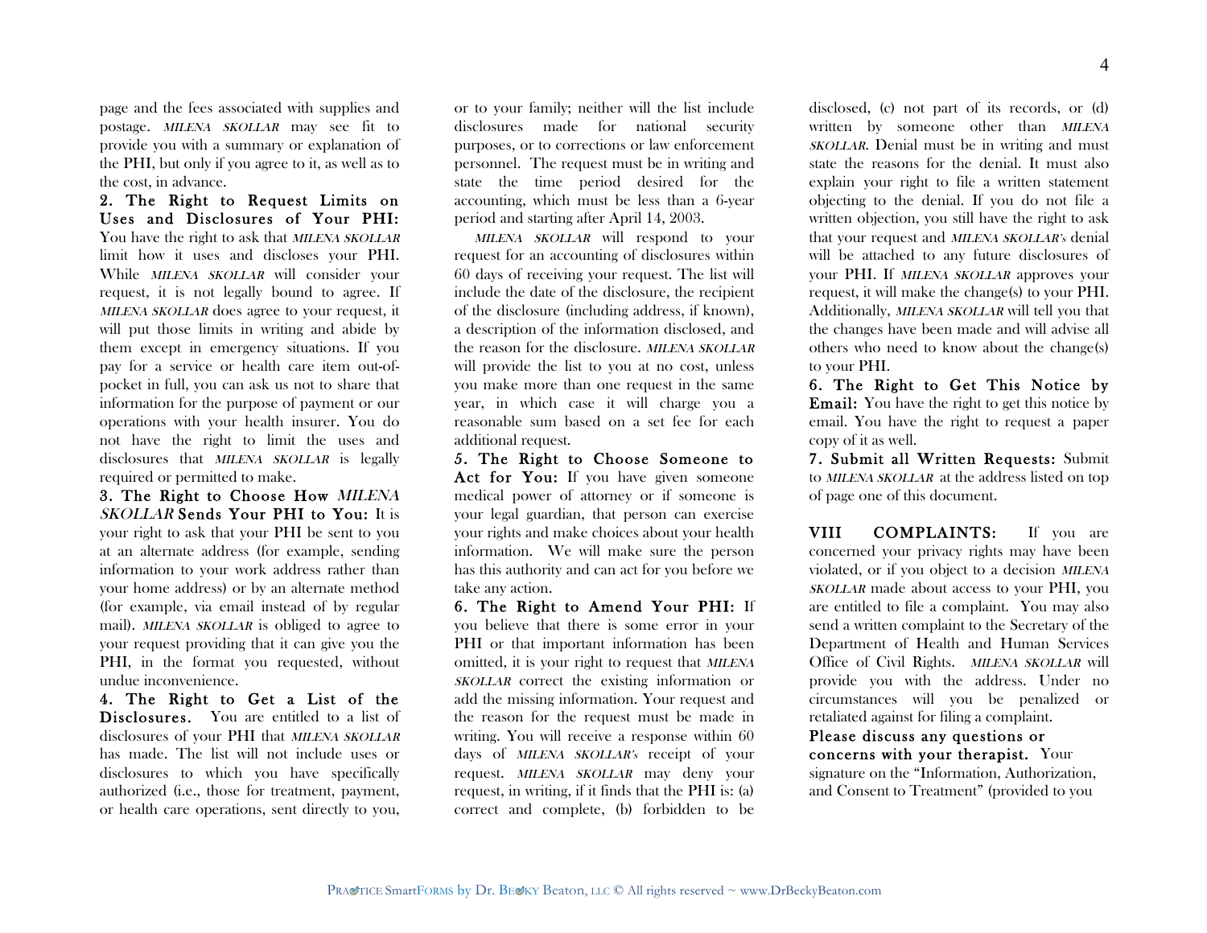page and the fees associated with supplies and postage. *MILENA SKOLLAR* may see fit to provide you with a summary or explanation of the PHI, but only if you agree to it, as well as to the cost, in advance.

**2. The Right to Request Limits on Uses and Disclosures of Your PHI:** You have the right to ask that *MILENA SKOLLAR* limit how it uses and discloses your PHI. While *MILENA SKOLLAR* will consider your request, it is not legally bound to agree. If *MILENA SKOLLAR* does agree to your request, it will put those limits in writing and abide by them except in emergency situations. If you pay for a service or health care item out-of-pocket in full, you can ask us not to share that information for the purpose of payment or our operations with your health insurer. You do not have the right to limit the uses and disclosures that *MILENA SKOLLAR* is legally required or permitted to make.

**3. The Right to Choose How *MILENA SKOLLAR* Sends Your PHI to You:** It is your right to ask that your PHI be sent to you at an alternate address (for example, sending information to your work address rather than your home address) or by an alternate method (for example, via email instead of by regular mail). *MILENA SKOLLAR* is obliged to agree to your request providing that it can give you the PHI, in the format you requested, without undue inconvenience.

**4. The Right to Get a List of the Disclosures.** You are entitled to a list of disclosures of your PHI that *MILENA SKOLLAR* has made. The list will not include uses or disclosures to which you have specifically authorized (i.e., those for treatment, payment, or health care operations, sent directly to you, or to your family; neither will the list include disclosures made for national security purposes, or to corrections or law enforcement personnel. The request must be in writing and state the time period desired for the accounting, which must be less than a 6-year period and starting after April 14, 2003.

*MILENA SKOLLAR* will respond to your request for an accounting of disclosures within 60 days of receiving your request. The list will include the date of the disclosure, the recipient of the disclosure (including address, if known), a description of the information disclosed, and the reason for the disclosure. *MILENA SKOLLAR* will provide the list to you at no cost, unless you make more than one request in the same year, in which case it will charge you a reasonable sum based on a set fee for each additional request.

**5. The Right to Choose Someone to Act for You:** If you have given someone medical power of attorney or if someone is your legal guardian, that person can exercise your rights and make choices about your health information. We will make sure the person has this authority and can act for you before we take any action.

**6. The Right to Amend Your PHI:** If you believe that there is some error in your PHI or that important information has been omitted, it is your right to request that *MILENA SKOLLAR* correct the existing information or add the missing information. Your request and the reason for the request must be made in writing. You will receive a response within 60 days of *MILENA SKOLLAR's* receipt of your request. *MILENA SKOLLAR* may deny your request, in writing, if it finds that the PHI is: (a) correct and complete, (b) forbidden to be disclosed, (c) not part of its records, or (d) written by someone other than *MILENA SKOLLAR*. Denial must be in writing and must state the reasons for the denial. It must also explain your right to file a written statement objecting to the denial. If you do not file a written objection, you still have the right to ask that your request and *MILENA SKOLLAR's* denial will be attached to any future disclosures of your PHI. If *MILENA SKOLLAR* approves your request, it will make the change(s) to your PHI. Additionally, *MILENA SKOLLAR* will tell you that the changes have been made and will advise all others who need to know about the change(s) to your PHI.

**6. The Right to Get This Notice by Email:** You have the right to get this notice by email. You have the right to request a paper copy of it as well.

**7. Submit all Written Requests:** Submit to *MILENA SKOLLAR* at the address listed on top of page one of this document.

**VIII COMPLAINTS:** If you are concerned your privacy rights may have been violated, or if you object to a decision *MILENA SKOLLAR* made about access to your PHI, you are entitled to file a complaint. You may also send a written complaint to the Secretary of the Department of Health and Human Services Office of Civil Rights. *MILENA SKOLLAR* will provide you with the address. Under no circumstances will you be penalized or retaliated against for filing a complaint.

**Please discuss any questions or concerns with your therapist.** Your signature on the "Information, Authorization, and Consent to Treatment" (provided to you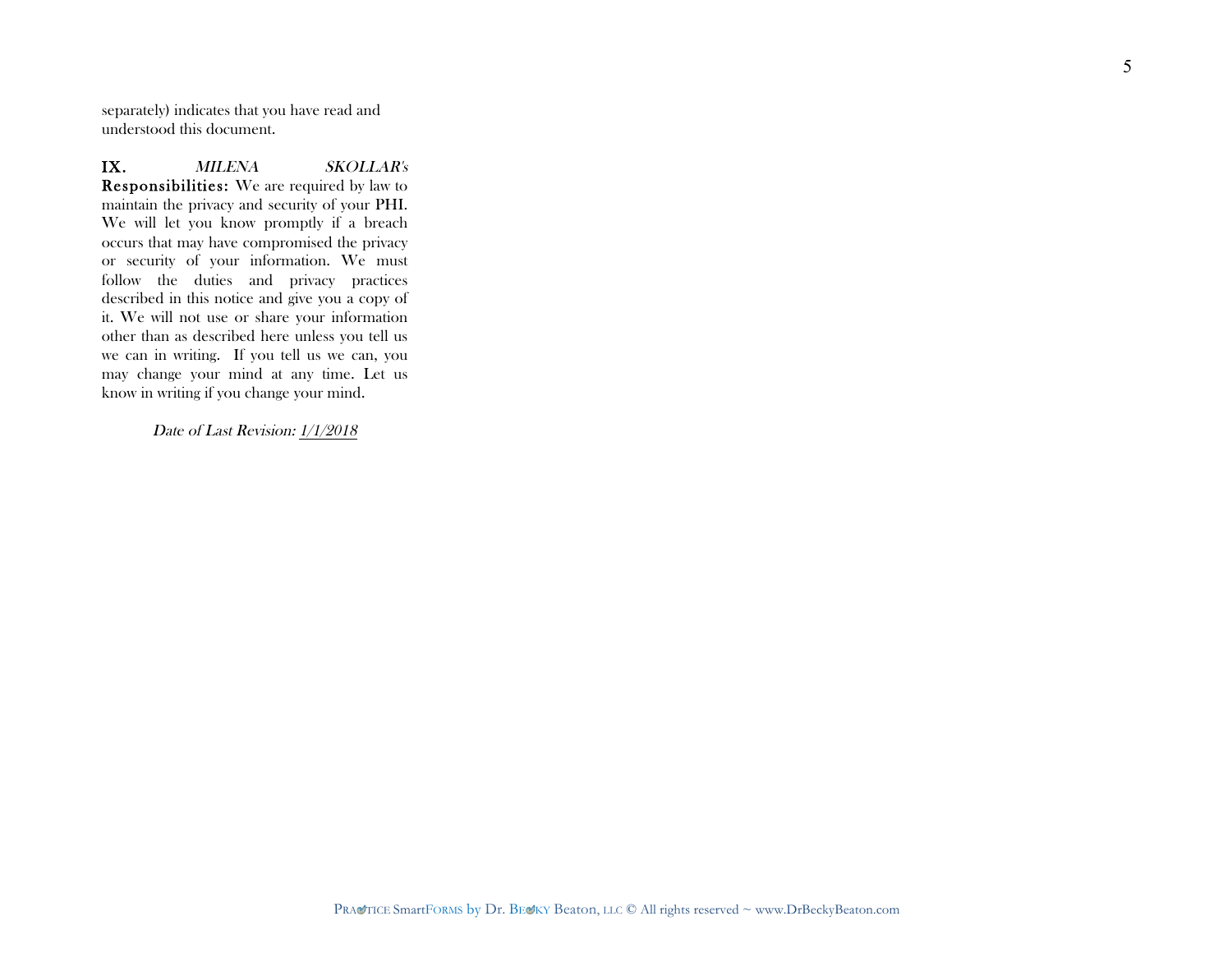separately) indicates that you have read and understood this document.

**IX.** ***MILENA SKOLLAR's*** **Responsibilities:** We are required by law to maintain the privacy and security of your PHI. We will let you know promptly if a breach occurs that may have compromised the privacy or security of your information. We must follow the duties and privacy practices described in this notice and give you a copy of it. We will not use or share your information other than as described here unless you tell us we can in writing. If you tell us we can, you may change your mind at any time. Let us know in writing if you change your mind.

*Date of Last Revision: 1/1/2018*